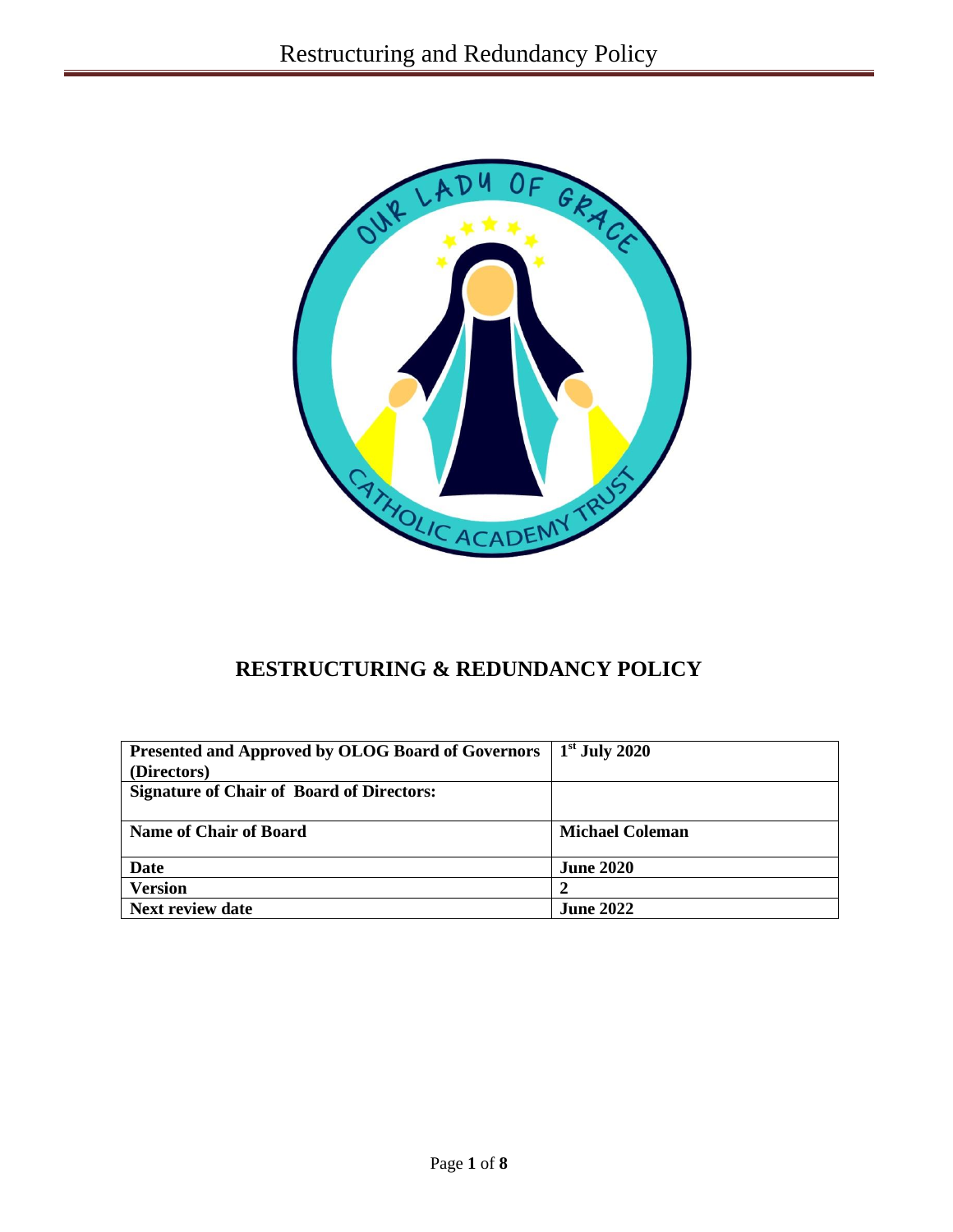# RESTRUCTURING & REDUNDANCY POLICY

| Presented and Approved by OLOG Board of Governors (Directors) | 1st July 2020 |
| --- | --- |
| Signature of Chair of Board of Directors: | |
| Name of Chair of Board | Michael Coleman |
| Date | June 2020 |
| Version | 2 |
| Next review date | June 2022 |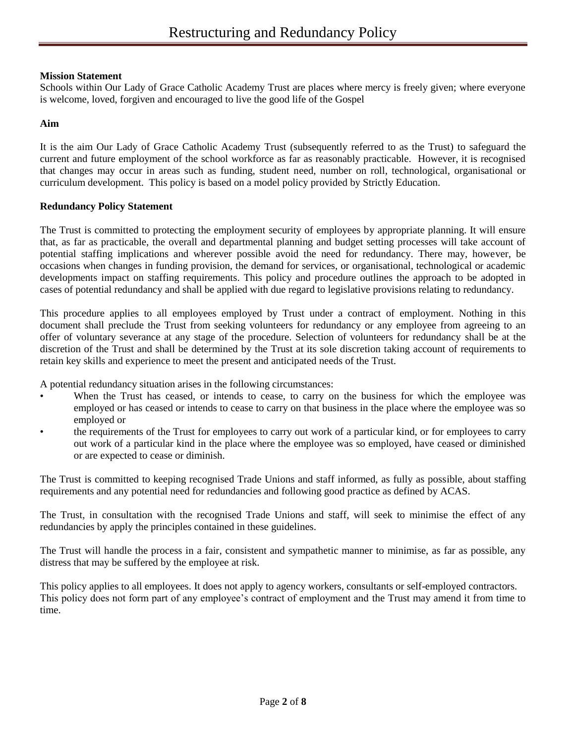# Restructuring and Redundancy Policy

**Mission Statement**

Schools within Our Lady of Grace Catholic Academy Trust are places where mercy is freely given; where everyone is welcome, loved, forgiven and encouraged to live the good life of the Gospel

**Aim**

It is the aim Our Lady of Grace Catholic Academy Trust (subsequently referred to as the Trust) to safeguard the current and future employment of the school workforce as far as reasonably practicable. However, it is recognised that changes may occur in areas such as funding, student need, number on roll, technological, organisational or curriculum development. This policy is based on a model policy provided by Strictly Education.

**Redundancy Policy Statement**

The Trust is committed to protecting the employment security of employees by appropriate planning. It will ensure that, as far as practicable, the overall and departmental planning and budget setting processes will take account of potential staffing implications and wherever possible avoid the need for redundancy. There may, however, be occasions when changes in funding provision, the demand for services, or organisational, technological or academic developments impact on staffing requirements. This policy and procedure outlines the approach to be adopted in cases of potential redundancy and shall be applied with due regard to legislative provisions relating to redundancy.

This procedure applies to all employees employed by Trust under a contract of employment. Nothing in this document shall preclude the Trust from seeking volunteers for redundancy or any employee from agreeing to an offer of voluntary severance at any stage of the procedure. Selection of volunteers for redundancy shall be at the discretion of the Trust and shall be determined by the Trust at its sole discretion taking account of requirements to retain key skills and experience to meet the present and anticipated needs of the Trust.

A potential redundancy situation arises in the following circumstances:

- When the Trust has ceased, or intends to cease, to carry on the business for which the employee was employed or has ceased or intends to cease to carry on that business in the place where the employee was so employed or
- the requirements of the Trust for employees to carry out work of a particular kind, or for employees to carry out work of a particular kind in the place where the employee was so employed, have ceased or diminished or are expected to cease or diminish.

The Trust is committed to keeping recognised Trade Unions and staff informed, as fully as possible, about staffing requirements and any potential need for redundancies and following good practice as defined by ACAS.

The Trust, in consultation with the recognised Trade Unions and staff, will seek to minimise the effect of any redundancies by apply the principles contained in these guidelines.

The Trust will handle the process in a fair, consistent and sympathetic manner to minimise, as far as possible, any distress that may be suffered by the employee at risk.

This policy applies to all employees. It does not apply to agency workers, consultants or self-employed contractors. This policy does not form part of any employee's contract of employment and the Trust may amend it from time to time.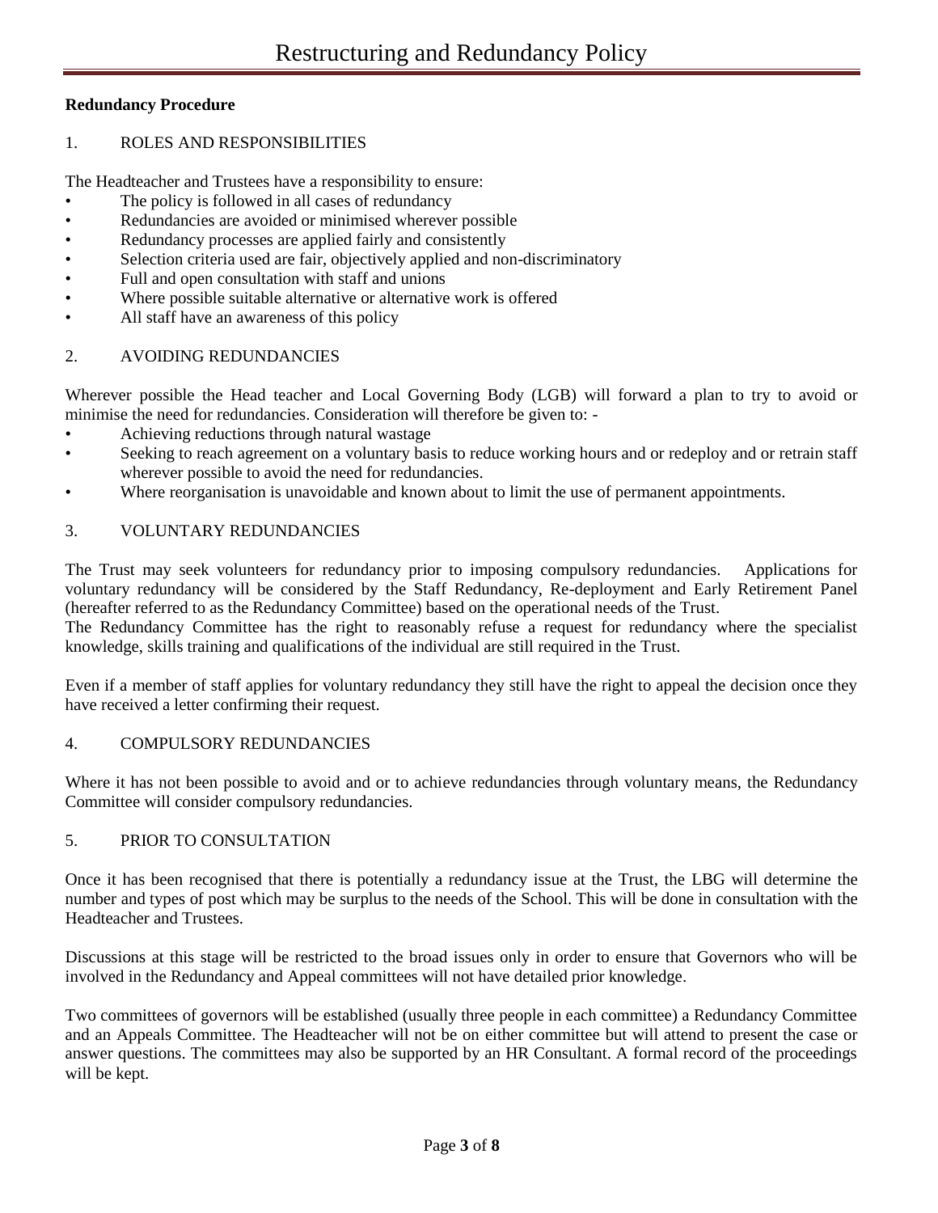**Redundancy Procedure**

1. ROLES AND RESPONSIBILITIES

The Headteacher and Trustees have a responsibility to ensure:

- The policy is followed in all cases of redundancy
- Redundancies are avoided or minimised wherever possible
- Redundancy processes are applied fairly and consistently
- Selection criteria used are fair, objectively applied and non-discriminatory
- Full and open consultation with staff and unions
- Where possible suitable alternative or alternative work is offered
- All staff have an awareness of this policy

2. AVOIDING REDUNDANCIES

Wherever possible the Head teacher and Local Governing Body (LGB) will forward a plan to try to avoid or minimise the need for redundancies. Consideration will therefore be given to: -

- Achieving reductions through natural wastage
- Seeking to reach agreement on a voluntary basis to reduce working hours and or redeploy and or retrain staff wherever possible to avoid the need for redundancies.
- Where reorganisation is unavoidable and known about to limit the use of permanent appointments.

3. VOLUNTARY REDUNDANCIES

The Trust may seek volunteers for redundancy prior to imposing compulsory redundancies. Applications for voluntary redundancy will be considered by the Staff Redundancy, Re-deployment and Early Retirement Panel (hereafter referred to as the Redundancy Committee) based on the operational needs of the Trust.
The Redundancy Committee has the right to reasonably refuse a request for redundancy where the specialist knowledge, skills training and qualifications of the individual are still required in the Trust.

Even if a member of staff applies for voluntary redundancy they still have the right to appeal the decision once they have received a letter confirming their request.

4. COMPULSORY REDUNDANCIES

Where it has not been possible to avoid and or to achieve redundancies through voluntary means, the Redundancy Committee will consider compulsory redundancies.

5. PRIOR TO CONSULTATION

Once it has been recognised that there is potentially a redundancy issue at the Trust, the LBG will determine the number and types of post which may be surplus to the needs of the School. This will be done in consultation with the Headteacher and Trustees.

Discussions at this stage will be restricted to the broad issues only in order to ensure that Governors who will be involved in the Redundancy and Appeal committees will not have detailed prior knowledge.

Two committees of governors will be established (usually three people in each committee) a Redundancy Committee and an Appeals Committee. The Headteacher will not be on either committee but will attend to present the case or answer questions. The committees may also be supported by an HR Consultant. A formal record of the proceedings will be kept.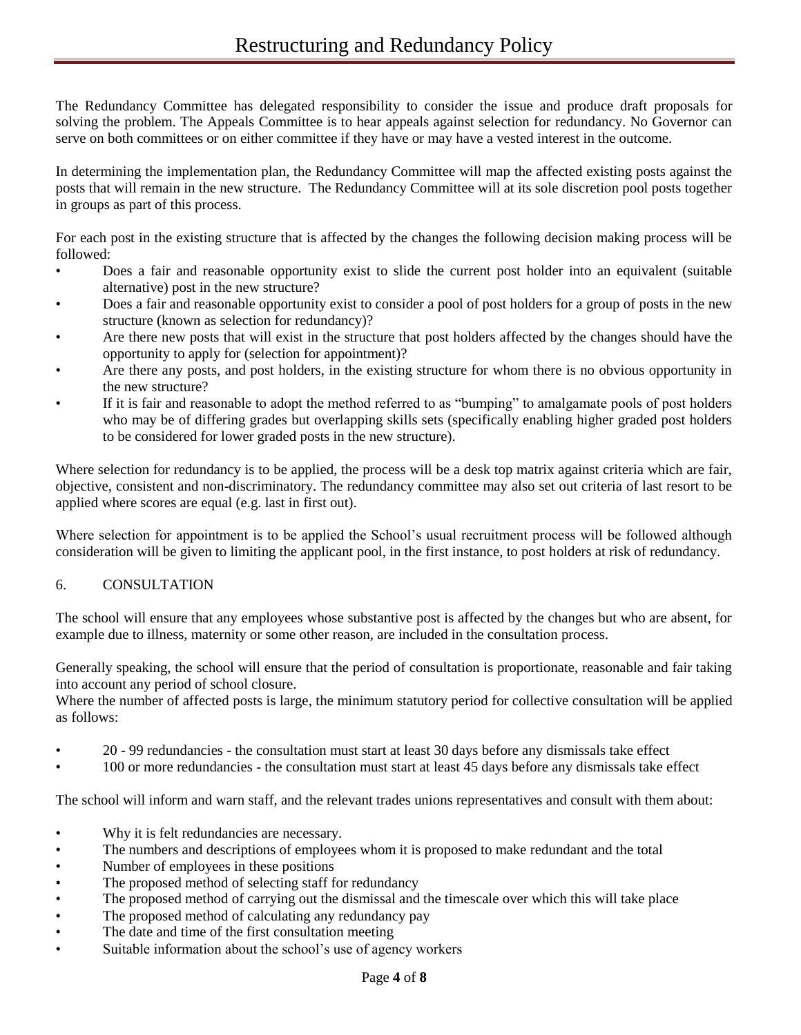The Redundancy Committee has delegated responsibility to consider the issue and produce draft proposals for solving the problem. The Appeals Committee is to hear appeals against selection for redundancy. No Governor can serve on both committees or on either committee if they have or may have a vested interest in the outcome.

In determining the implementation plan, the Redundancy Committee will map the affected existing posts against the posts that will remain in the new structure. The Redundancy Committee will at its sole discretion pool posts together in groups as part of this process.

For each post in the existing structure that is affected by the changes the following decision making process will be followed:

- Does a fair and reasonable opportunity exist to slide the current post holder into an equivalent (suitable alternative) post in the new structure?
- Does a fair and reasonable opportunity exist to consider a pool of post holders for a group of posts in the new structure (known as selection for redundancy)?
- Are there new posts that will exist in the structure that post holders affected by the changes should have the opportunity to apply for (selection for appointment)?
- Are there any posts, and post holders, in the existing structure for whom there is no obvious opportunity in the new structure?
- If it is fair and reasonable to adopt the method referred to as "bumping" to amalgamate pools of post holders who may be of differing grades but overlapping skills sets (specifically enabling higher graded post holders to be considered for lower graded posts in the new structure).

Where selection for redundancy is to be applied, the process will be a desk top matrix against criteria which are fair, objective, consistent and non-discriminatory. The redundancy committee may also set out criteria of last resort to be applied where scores are equal (e.g. last in first out).

Where selection for appointment is to be applied the School's usual recruitment process will be followed although consideration will be given to limiting the applicant pool, in the first instance, to post holders at risk of redundancy.

## 6. CONSULTATION

The school will ensure that any employees whose substantive post is affected by the changes but who are absent, for example due to illness, maternity or some other reason, are included in the consultation process.

Generally speaking, the school will ensure that the period of consultation is proportionate, reasonable and fair taking into account any period of school closure.

Where the number of affected posts is large, the minimum statutory period for collective consultation will be applied as follows:

- 20 - 99 redundancies - the consultation must start at least 30 days before any dismissals take effect
- 100 or more redundancies - the consultation must start at least 45 days before any dismissals take effect

The school will inform and warn staff, and the relevant trades unions representatives and consult with them about:

- Why it is felt redundancies are necessary.
- The numbers and descriptions of employees whom it is proposed to make redundant and the total
- Number of employees in these positions
- The proposed method of selecting staff for redundancy
- The proposed method of carrying out the dismissal and the timescale over which this will take place
- The proposed method of calculating any redundancy pay
- The date and time of the first consultation meeting
- Suitable information about the school's use of agency workers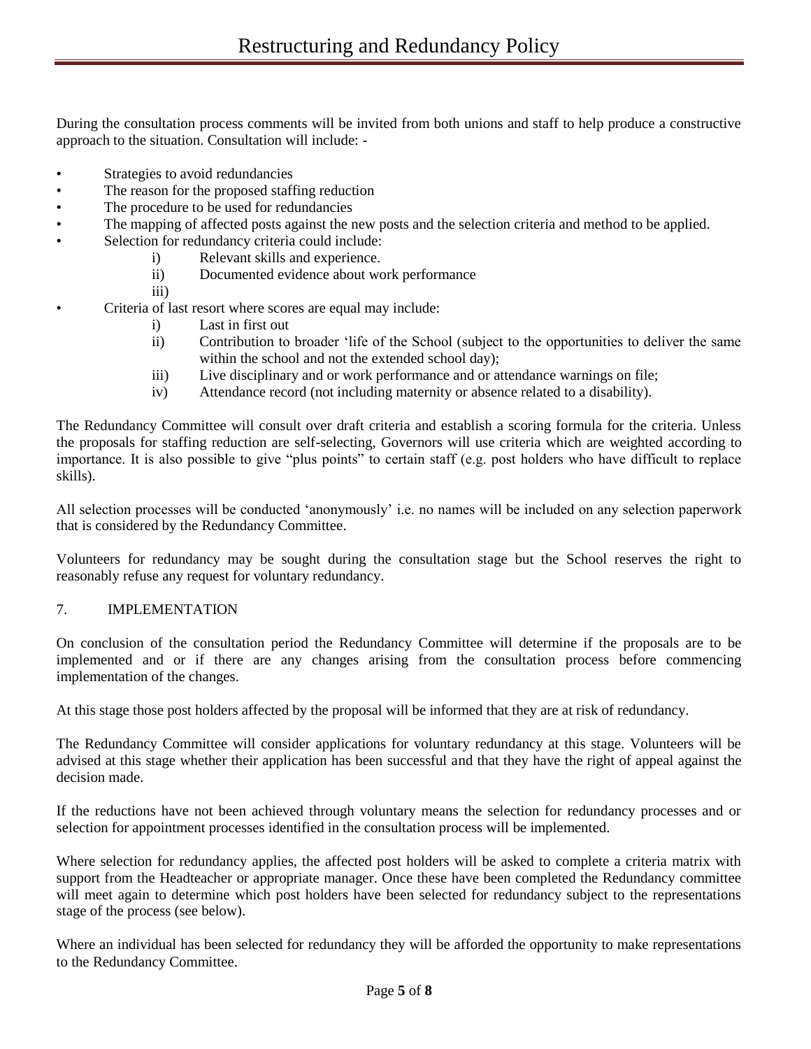During the consultation process comments will be invited from both unions and staff to help produce a constructive approach to the situation. Consultation will include: -

- Strategies to avoid redundancies
- The reason for the proposed staffing reduction
- The procedure to be used for redundancies
- The mapping of affected posts against the new posts and the selection criteria and method to be applied.
- Selection for redundancy criteria could include:
    - i) Relevant skills and experience.
    - ii) Documented evidence about work performance
    - iii)
- Criteria of last resort where scores are equal may include:
    - i) Last in first out
    - ii) Contribution to broader 'life of the School (subject to the opportunities to deliver the same within the school and not the extended school day);
    - iii) Live disciplinary and or work performance and or attendance warnings on file;
    - iv) Attendance record (not including maternity or absence related to a disability).

The Redundancy Committee will consult over draft criteria and establish a scoring formula for the criteria. Unless the proposals for staffing reduction are self-selecting, Governors will use criteria which are weighted according to importance. It is also possible to give "plus points" to certain staff (e.g. post holders who have difficult to replace skills).

All selection processes will be conducted 'anonymously' i.e. no names will be included on any selection paperwork that is considered by the Redundancy Committee.

Volunteers for redundancy may be sought during the consultation stage but the School reserves the right to reasonably refuse any request for voluntary redundancy.

## 7. IMPLEMENTATION

On conclusion of the consultation period the Redundancy Committee will determine if the proposals are to be implemented and or if there are any changes arising from the consultation process before commencing implementation of the changes.

At this stage those post holders affected by the proposal will be informed that they are at risk of redundancy.

The Redundancy Committee will consider applications for voluntary redundancy at this stage. Volunteers will be advised at this stage whether their application has been successful and that they have the right of appeal against the decision made.

If the reductions have not been achieved through voluntary means the selection for redundancy processes and or selection for appointment processes identified in the consultation process will be implemented.

Where selection for redundancy applies, the affected post holders will be asked to complete a criteria matrix with support from the Headteacher or appropriate manager. Once these have been completed the Redundancy committee will meet again to determine which post holders have been selected for redundancy subject to the representations stage of the process (see below).

Where an individual has been selected for redundancy they will be afforded the opportunity to make representations to the Redundancy Committee.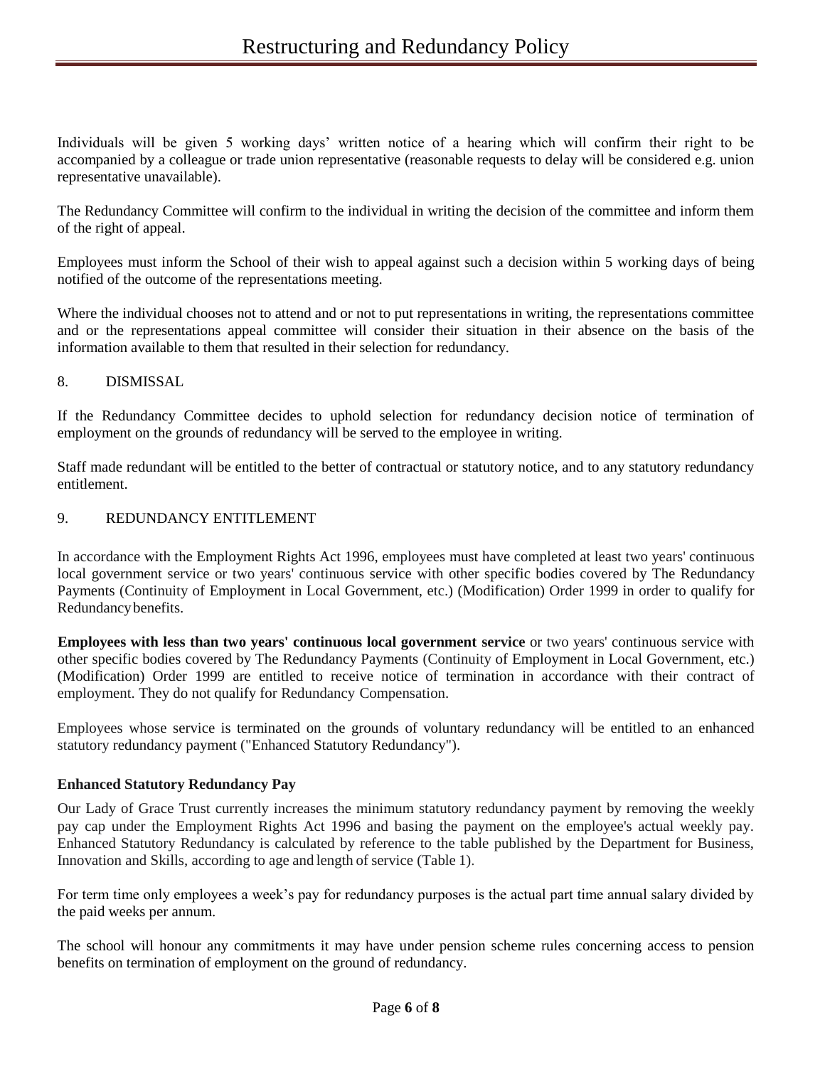Individuals will be given 5 working days' written notice of a hearing which will confirm their right to be accompanied by a colleague or trade union representative (reasonable requests to delay will be considered e.g. union representative unavailable).

The Redundancy Committee will confirm to the individual in writing the decision of the committee and inform them of the right of appeal.

Employees must inform the School of their wish to appeal against such a decision within 5 working days of being notified of the outcome of the representations meeting.

Where the individual chooses not to attend and or not to put representations in writing, the representations committee and or the representations appeal committee will consider their situation in their absence on the basis of the information available to them that resulted in their selection for redundancy.

## 8. DISMISSAL

If the Redundancy Committee decides to uphold selection for redundancy decision notice of termination of employment on the grounds of redundancy will be served to the employee in writing.

Staff made redundant will be entitled to the better of contractual or statutory notice, and to any statutory redundancy entitlement.

## 9. REDUNDANCY ENTITLEMENT

In accordance with the Employment Rights Act 1996, employees must have completed at least two years' continuous local government service or two years' continuous service with other specific bodies covered by The Redundancy Payments (Continuity of Employment in Local Government, etc.) (Modification) Order 1999 in order to qualify for Redundancy benefits.

**Employees with less than two years' continuous local government service** or two years' continuous service with other specific bodies covered by The Redundancy Payments (Continuity of Employment in Local Government, etc.) (Modification) Order 1999 are entitled to receive notice of termination in accordance with their contract of employment. They do not qualify for Redundancy Compensation.

Employees whose service is terminated on the grounds of voluntary redundancy will be entitled to an enhanced statutory redundancy payment ("Enhanced Statutory Redundancy").

### Enhanced Statutory Redundancy Pay

Our Lady of Grace Trust currently increases the minimum statutory redundancy payment by removing the weekly pay cap under the Employment Rights Act 1996 and basing the payment on the employee's actual weekly pay. Enhanced Statutory Redundancy is calculated by reference to the table published by the Department for Business, Innovation and Skills, according to age and length of service (Table 1).

For term time only employees a week's pay for redundancy purposes is the actual part time annual salary divided by the paid weeks per annum.

The school will honour any commitments it may have under pension scheme rules concerning access to pension benefits on termination of employment on the ground of redundancy.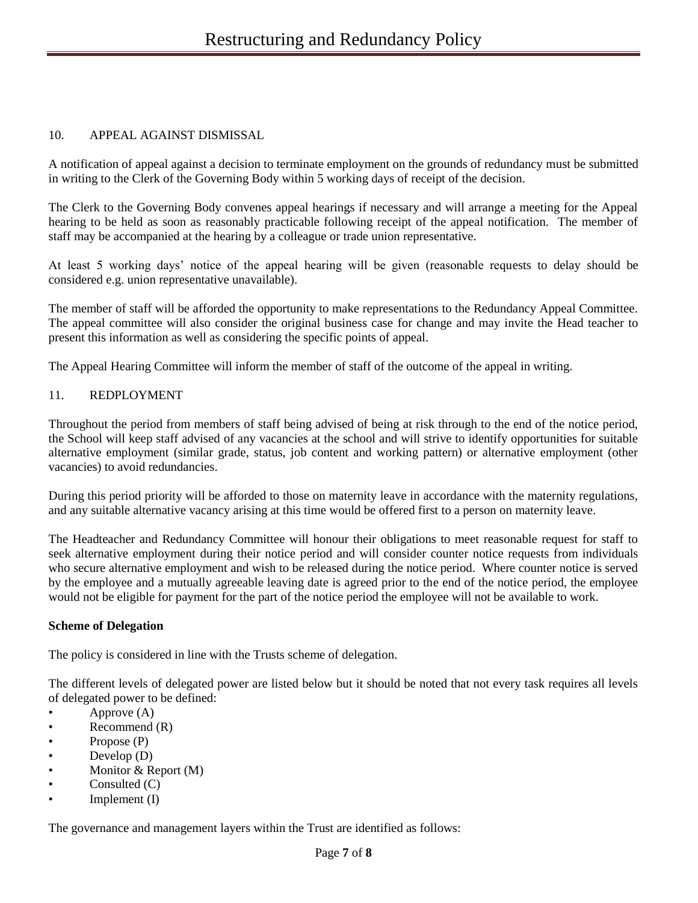## 10. APPEAL AGAINST DISMISSAL

A notification of appeal against a decision to terminate employment on the grounds of redundancy must be submitted in writing to the Clerk of the Governing Body within 5 working days of receipt of the decision.

The Clerk to the Governing Body convenes appeal hearings if necessary and will arrange a meeting for the Appeal hearing to be held as soon as reasonably practicable following receipt of the appeal notification. The member of staff may be accompanied at the hearing by a colleague or trade union representative.

At least 5 working days' notice of the appeal hearing will be given (reasonable requests to delay should be considered e.g. union representative unavailable).

The member of staff will be afforded the opportunity to make representations to the Redundancy Appeal Committee. The appeal committee will also consider the original business case for change and may invite the Head teacher to present this information as well as considering the specific points of appeal.

The Appeal Hearing Committee will inform the member of staff of the outcome of the appeal in writing.

## 11. REDPLOYMENT

Throughout the period from members of staff being advised of being at risk through to the end of the notice period, the School will keep staff advised of any vacancies at the school and will strive to identify opportunities for suitable alternative employment (similar grade, status, job content and working pattern) or alternative employment (other vacancies) to avoid redundancies.

During this period priority will be afforded to those on maternity leave in accordance with the maternity regulations, and any suitable alternative vacancy arising at this time would be offered first to a person on maternity leave.

The Headteacher and Redundancy Committee will honour their obligations to meet reasonable request for staff to seek alternative employment during their notice period and will consider counter notice requests from individuals who secure alternative employment and wish to be released during the notice period. Where counter notice is served by the employee and a mutually agreeable leaving date is agreed prior to the end of the notice period, the employee would not be eligible for payment for the part of the notice period the employee will not be available to work.

**Scheme of Delegation**

The policy is considered in line with the Trusts scheme of delegation.

The different levels of delegated power are listed below but it should be noted that not every task requires all levels of delegated power to be defined:

- Approve (A)
- Recommend (R)
- Propose (P)
- Develop (D)
- Monitor & Report (M)
- Consulted (C)
- Implement (I)

The governance and management layers within the Trust are identified as follows: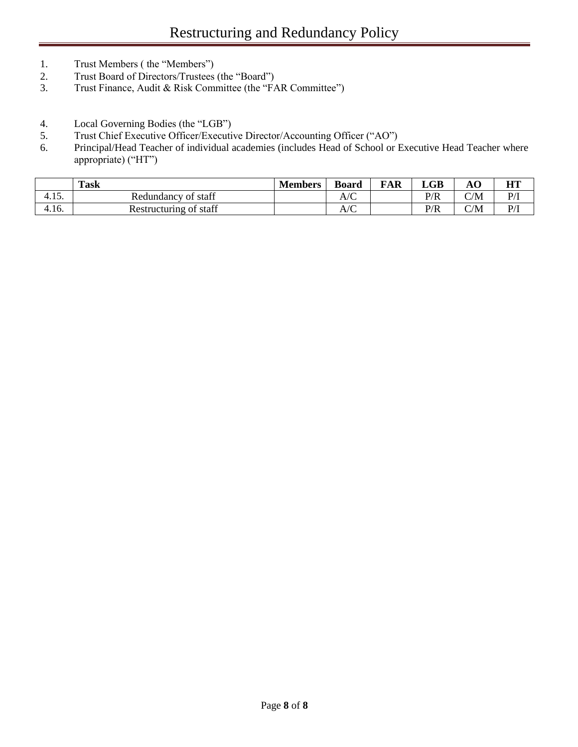1. Trust Members ( the "Members")
2. Trust Board of Directors/Trustees (the "Board")
3. Trust Finance, Audit & Risk Committee (the "FAR Committee")

4. Local Governing Bodies (the "LGB")
5. Trust Chief Executive Officer/Executive Director/Accounting Officer ("AO")
6. Principal/Head Teacher of individual academies (includes Head of School or Executive Head Teacher where appropriate) ("HT")

| | **Task** | **Members** | **Board** | **FAR** | **LGB** | **AO** | **HT** |
|---|---|---|---|---|---|---|---|
| 4.15. | Redundancy of staff | | A/C | | P/R | C/M | P/I |
| 4.16. | Restructuring of staff | | A/C | | P/R | C/M | P/I |